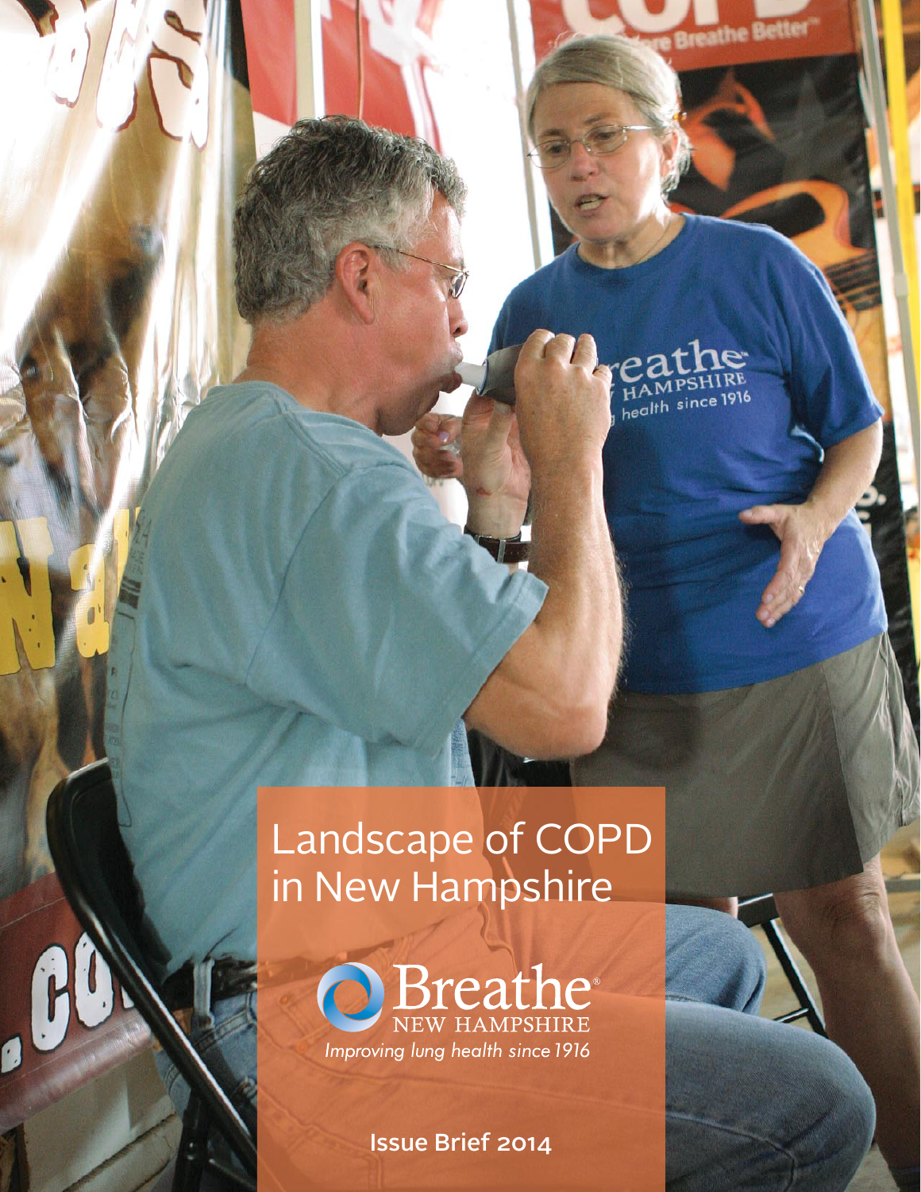# Landscape of COPD in New Hampshire

Breathe NEW HAMPSHIRE

*Improving lung health since 1916*

Issue Brief 2014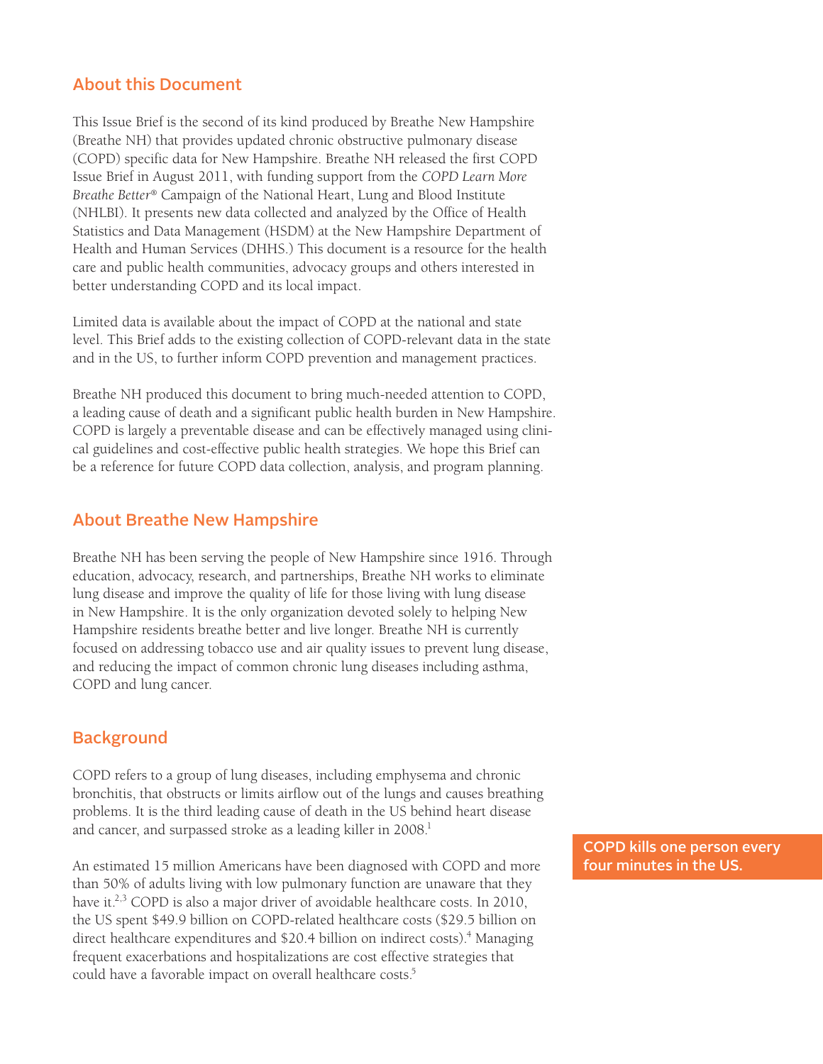## About this Document

This Issue Brief is the second of its kind produced by Breathe New Hampshire (Breathe NH) that provides updated chronic obstructive pulmonary disease (COPD) specific data for New Hampshire. Breathe NH released the first COPD Issue Brief in August 2011, with funding support from the *COPD Learn More Breathe Better®* Campaign of the National Heart, Lung and Blood Institute (NHLBI). It presents new data collected and analyzed by the Office of Health Statistics and Data Management (HSDM) at the New Hampshire Department of Health and Human Services (DHHS.) This document is a resource for the health care and public health communities, advocacy groups and others interested in better understanding COPD and its local impact.

Limited data is available about the impact of COPD at the national and state level. This Brief adds to the existing collection of COPD-relevant data in the state and in the US, to further inform COPD prevention and management practices.

Breathe NH produced this document to bring much-needed attention to COPD, a leading cause of death and a significant public health burden in New Hampshire. COPD is largely a preventable disease and can be effectively managed using clinical guidelines and cost-effective public health strategies. We hope this Brief can be a reference for future COPD data collection, analysis, and program planning.

## About Breathe New Hampshire

Breathe NH has been serving the people of New Hampshire since 1916. Through education, advocacy, research, and partnerships, Breathe NH works to eliminate lung disease and improve the quality of life for those living with lung disease in New Hampshire. It is the only organization devoted solely to helping New Hampshire residents breathe better and live longer. Breathe NH is currently focused on addressing tobacco use and air quality issues to prevent lung disease, and reducing the impact of common chronic lung diseases including asthma, COPD and lung cancer.

## Background

COPD refers to a group of lung diseases, including emphysema and chronic bronchitis, that obstructs or limits airflow out of the lungs and causes breathing problems. It is the third leading cause of death in the US behind heart disease and cancer, and surpassed stroke as a leading killer in 2008.[1]

**COPD kills one person every four minutes in the US.**

An estimated 15 million Americans have been diagnosed with COPD and more than 50% of adults living with low pulmonary function are unaware that they have it.[2,3] COPD is also a major driver of avoidable healthcare costs. In 2010, the US spent $49.9 billion on COPD-related healthcare costs ($29.5 billion on direct healthcare expenditures and $20.4 billion on indirect costs).[4] Managing frequent exacerbations and hospitalizations are cost effective strategies that could have a favorable impact on overall healthcare costs.[5]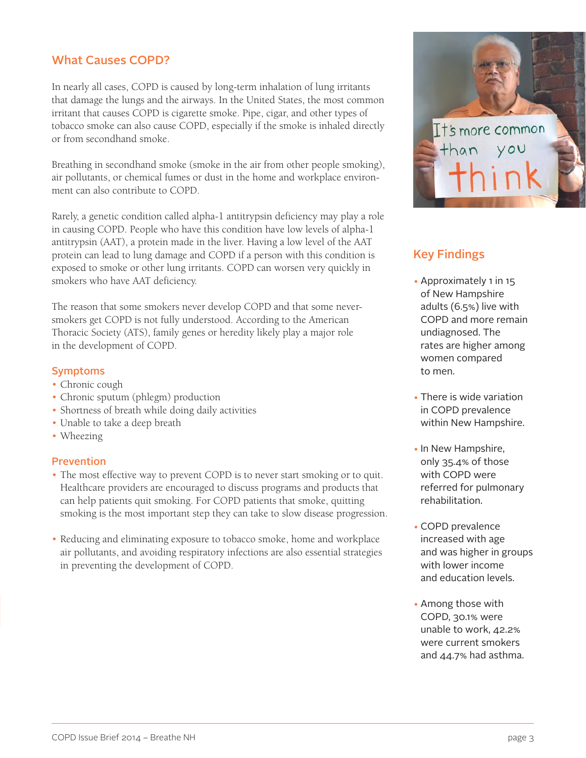## What Causes COPD?

In nearly all cases, COPD is caused by long-term inhalation of lung irritants that damage the lungs and the airways. In the United States, the most common irritant that causes COPD is cigarette smoke. Pipe, cigar, and other types of tobacco smoke can also cause COPD, especially if the smoke is inhaled directly or from secondhand smoke.

Breathing in secondhand smoke (smoke in the air from other people smoking), air pollutants, or chemical fumes or dust in the home and workplace environment can also contribute to COPD.

Rarely, a genetic condition called alpha-1 antitrypsin deficiency may play a role in causing COPD. People who have this condition have low levels of alpha-1 antitrypsin (AAT), a protein made in the liver. Having a low level of the AAT protein can lead to lung damage and COPD if a person with this condition is exposed to smoke or other lung irritants. COPD can worsen very quickly in smokers who have AAT deficiency.

The reason that some smokers never develop COPD and that some never-smokers get COPD is not fully understood. According to the American Thoracic Society (ATS), family genes or heredity likely play a major role in the development of COPD.

### Symptoms

- Chronic cough
- Chronic sputum (phlegm) production
- Shortness of breath while doing daily activities
- Unable to take a deep breath
- Wheezing

### Prevention

- The most effective way to prevent COPD is to never start smoking or to quit. Healthcare providers are encouraged to discuss programs and products that can help patients quit smoking. For COPD patients that smoke, quitting smoking is the most important step they can take to slow disease progression.
- Reducing and eliminating exposure to tobacco smoke, home and workplace air pollutants, and avoiding respiratory infections are also essential strategies in preventing the development of COPD.

It's more common than you think

## Key Findings

- Approximately 1 in 15 of New Hampshire adults (6.5%) live with COPD and more remain undiagnosed. The rates are higher among women compared to men.
- There is wide variation in COPD prevalence within New Hampshire.
- In New Hampshire, only 35.4% of those with COPD were referred for pulmonary rehabilitation.
- COPD prevalence increased with age and was higher in groups with lower income and education levels.
- Among those with COPD, 30.1% were unable to work, 42.2% were current smokers and 44.7% had asthma.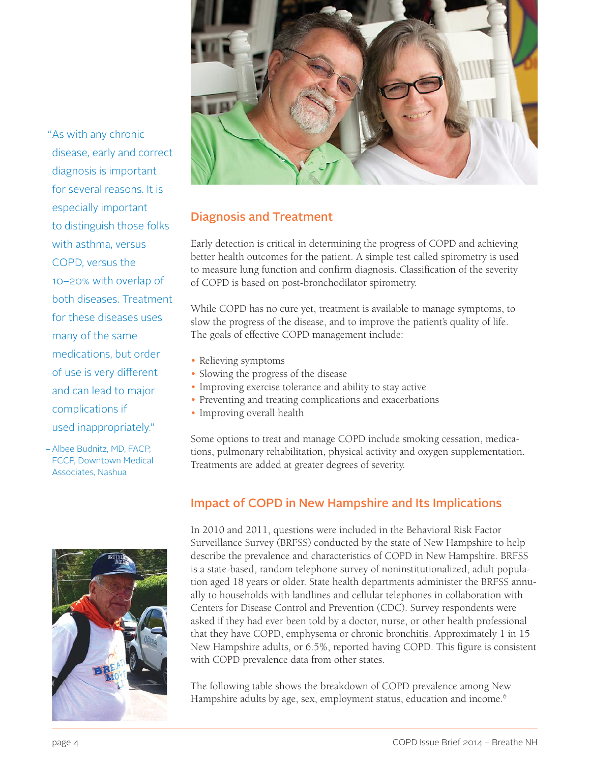"As with any chronic disease, early and correct diagnosis is important for several reasons. It is especially important to distinguish those folks with asthma, versus COPD, versus the 10–20% with overlap of both diseases. Treatment for these diseases uses many of the same medications, but order of use is very different and can lead to major complications if used inappropriately."

– Albee Budnitz, MD, FACP, FCCP, Downtown Medical Associates, Nashua

## Diagnosis and Treatment

Early detection is critical in determining the progress of COPD and achieving better health outcomes for the patient. A simple test called spirometry is used to measure lung function and confirm diagnosis. Classification of the severity of COPD is based on post-bronchodilator spirometry.

While COPD has no cure yet, treatment is available to manage symptoms, to slow the progress of the disease, and to improve the patient's quality of life. The goals of effective COPD management include:

- Relieving symptoms
- Slowing the progress of the disease
- Improving exercise tolerance and ability to stay active
- Preventing and treating complications and exacerbations
- Improving overall health

Some options to treat and manage COPD include smoking cessation, medications, pulmonary rehabilitation, physical activity and oxygen supplementation. Treatments are added at greater degrees of severity.

## Impact of COPD in New Hampshire and Its Implications

In 2010 and 2011, questions were included in the Behavioral Risk Factor Surveillance Survey (BRFSS) conducted by the state of New Hampshire to help describe the prevalence and characteristics of COPD in New Hampshire. BRFSS is a state-based, random telephone survey of noninstitutionalized, adult population aged 18 years or older. State health departments administer the BRFSS annually to households with landlines and cellular telephones in collaboration with Centers for Disease Control and Prevention (CDC). Survey respondents were asked if they had ever been told by a doctor, nurse, or other health professional that they have COPD, emphysema or chronic bronchitis. Approximately 1 in 15 New Hampshire adults, or 6.5%, reported having COPD. This figure is consistent with COPD prevalence data from other states.

The following table shows the breakdown of COPD prevalence among New Hampshire adults by age, sex, employment status, education and income.[6]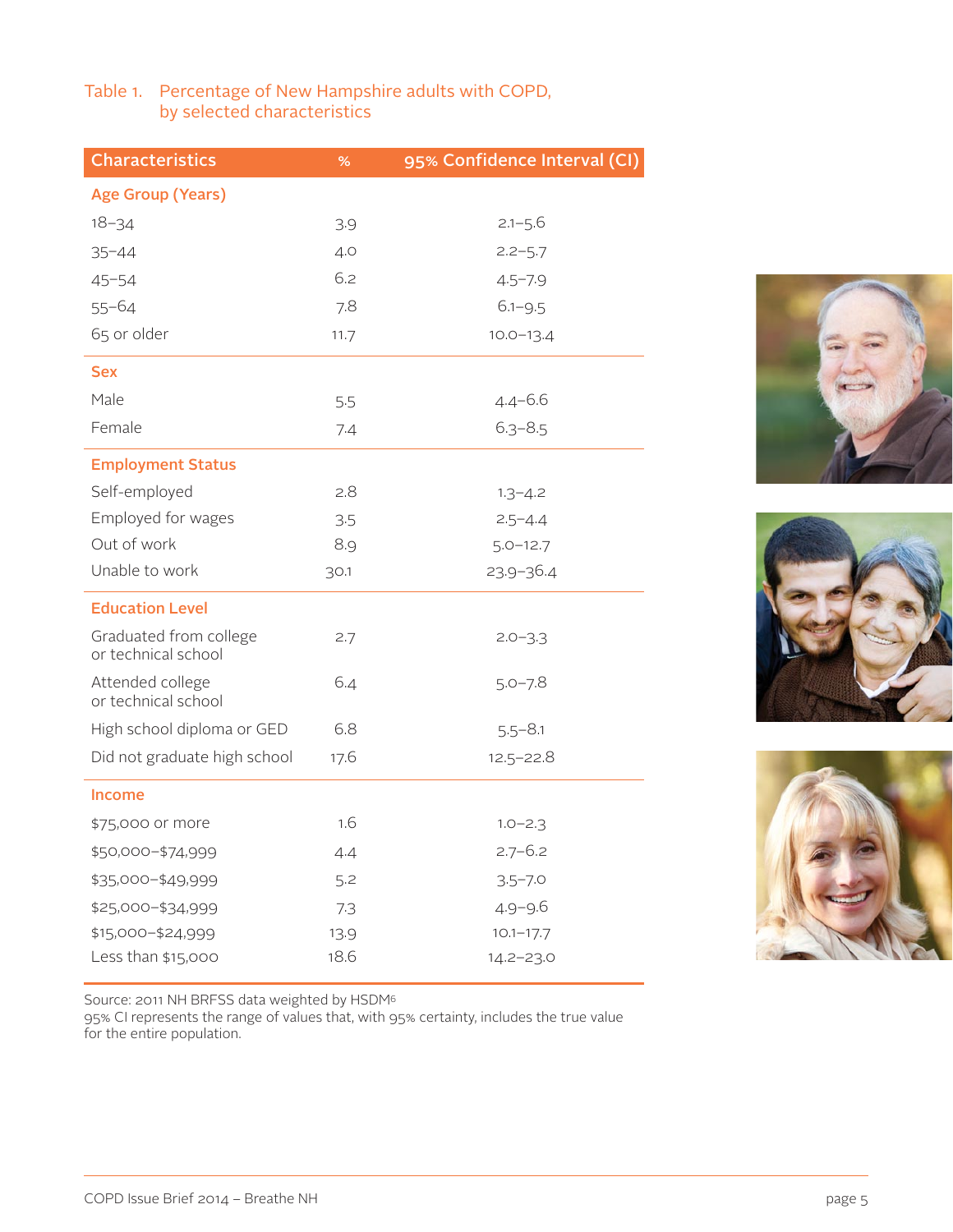Table 1. Percentage of New Hampshire adults with COPD, by selected characteristics

| Characteristics | % | 95% Confidence Interval (CI) |
|---|---|---|
| **Age Group (Years)** | | |
| 18–34 | 3.9 | 2.1–5.6 |
| 35–44 | 4.0 | 2.2–5.7 |
| 45–54 | 6.2 | 4.5–7.9 |
| 55–64 | 7.8 | 6.1–9.5 |
| 65 or older | 11.7 | 10.0–13.4 |
| **Sex** | | |
| Male | 5.5 | 4.4–6.6 |
| Female | 7.4 | 6.3–8.5 |
| **Employment Status** | | |
| Self-employed | 2.8 | 1.3–4.2 |
| Employed for wages | 3.5 | 2.5–4.4 |
| Out of work | 8.9 | 5.0–12.7 |
| Unable to work | 30.1 | 23.9–36.4 |
| **Education Level** | | |
| Graduated from college or technical school | 2.7 | 2.0–3.3 |
| Attended college or technical school | 6.4 | 5.0–7.8 |
| High school diploma or GED | 6.8 | 5.5–8.1 |
| Did not graduate high school | 17.6 | 12.5–22.8 |
| **Income** | | |
| $75,000 or more | 1.6 | 1.0–2.3 |
| $50,000–$74,999 | 4.4 | 2.7–6.2 |
| $35,000–$49,999 | 5.2 | 3.5–7.0 |
| $25,000–$34,999 | 7.3 | 4.9–9.6 |
| $15,000–$24,999 | 13.9 | 10.1–17.7 |
| Less than $15,000 | 18.6 | 14.2–23.0 |

Source: 2011 NH BRFSS data weighted by HSDM[6]
95% CI represents the range of values that, with 95% certainty, includes the true value for the entire population.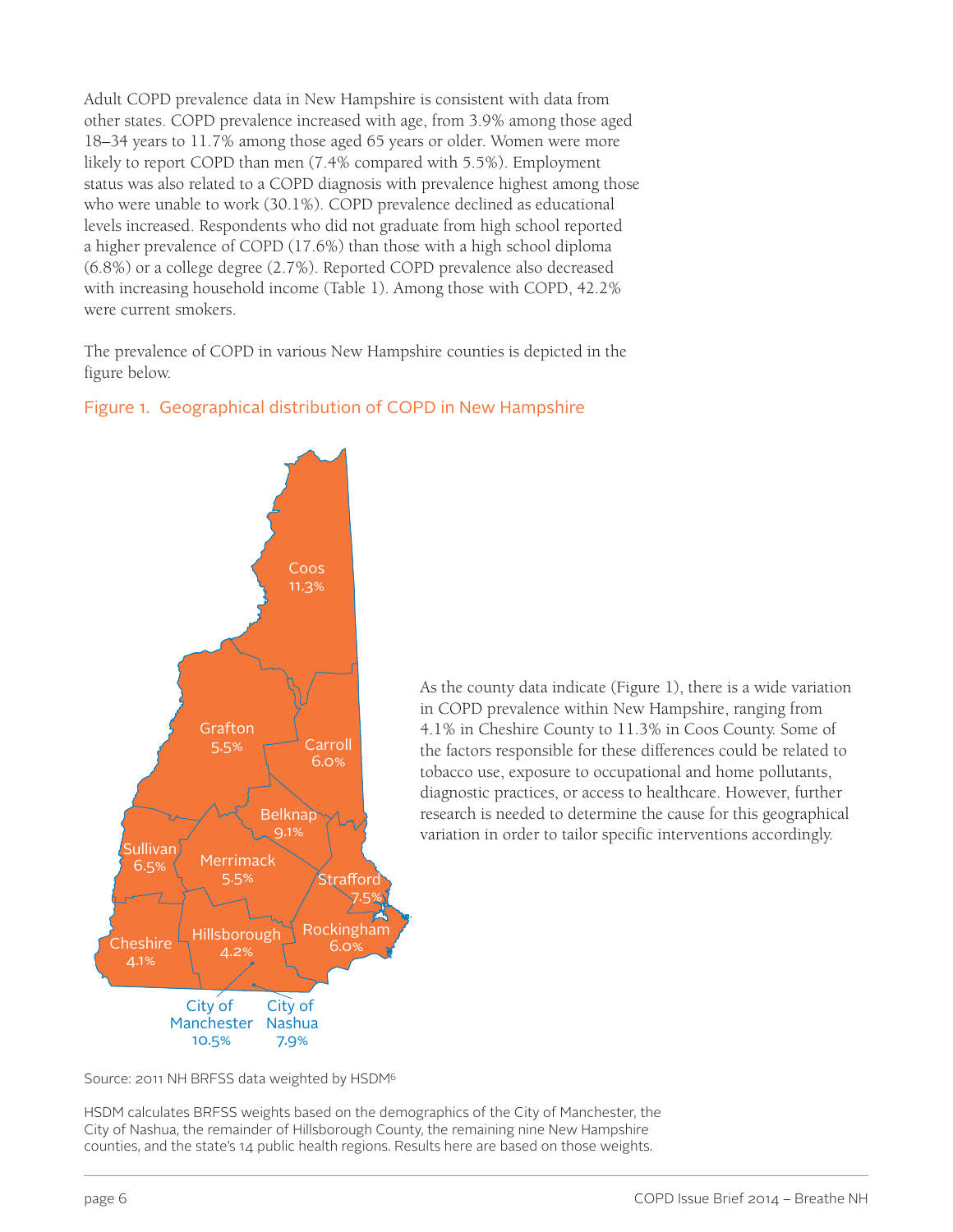Adult COPD prevalence data in New Hampshire is consistent with data from other states. COPD prevalence increased with age, from 3.9% among those aged 18–34 years to 11.7% among those aged 65 years or older. Women were more likely to report COPD than men (7.4% compared with 5.5%). Employment status was also related to a COPD diagnosis with prevalence highest among those who were unable to work (30.1%). COPD prevalence declined as educational levels increased. Respondents who did not graduate from high school reported a higher prevalence of COPD (17.6%) than those with a high school diploma (6.8%) or a college degree (2.7%). Reported COPD prevalence also decreased with increasing household income (Table 1). Among those with COPD, 42.2% were current smokers.

The prevalence of COPD in various New Hampshire counties is depicted in the figure below.

## Figure 1. Geographical distribution of COPD in New Hampshire

Coos 11.3%
Grafton 5.5%
Carroll 6.0%
Belknap 9.1%
Sullivan 6.5%
Merrimack 5.5%
Strafford 7.5%
Cheshire 4.1%
Hillsborough 4.2%
Rockingham 6.0%
City of Manchester 10.5%
City of Nashua 7.9%

As the county data indicate (Figure 1), there is a wide variation in COPD prevalence within New Hampshire, ranging from 4.1% in Cheshire County to 11.3% in Coos County. Some of the factors responsible for these differences could be related to tobacco use, exposure to occupational and home pollutants, diagnostic practices, or access to healthcare. However, further research is needed to determine the cause for this geographical variation in order to tailor specific interventions accordingly.

Source: 2011 NH BRFSS data weighted by HSDM[6]

HSDM calculates BRFSS weights based on the demographics of the City of Manchester, the City of Nashua, the remainder of Hillsborough County, the remaining nine New Hampshire counties, and the state's 14 public health regions. Results here are based on those weights.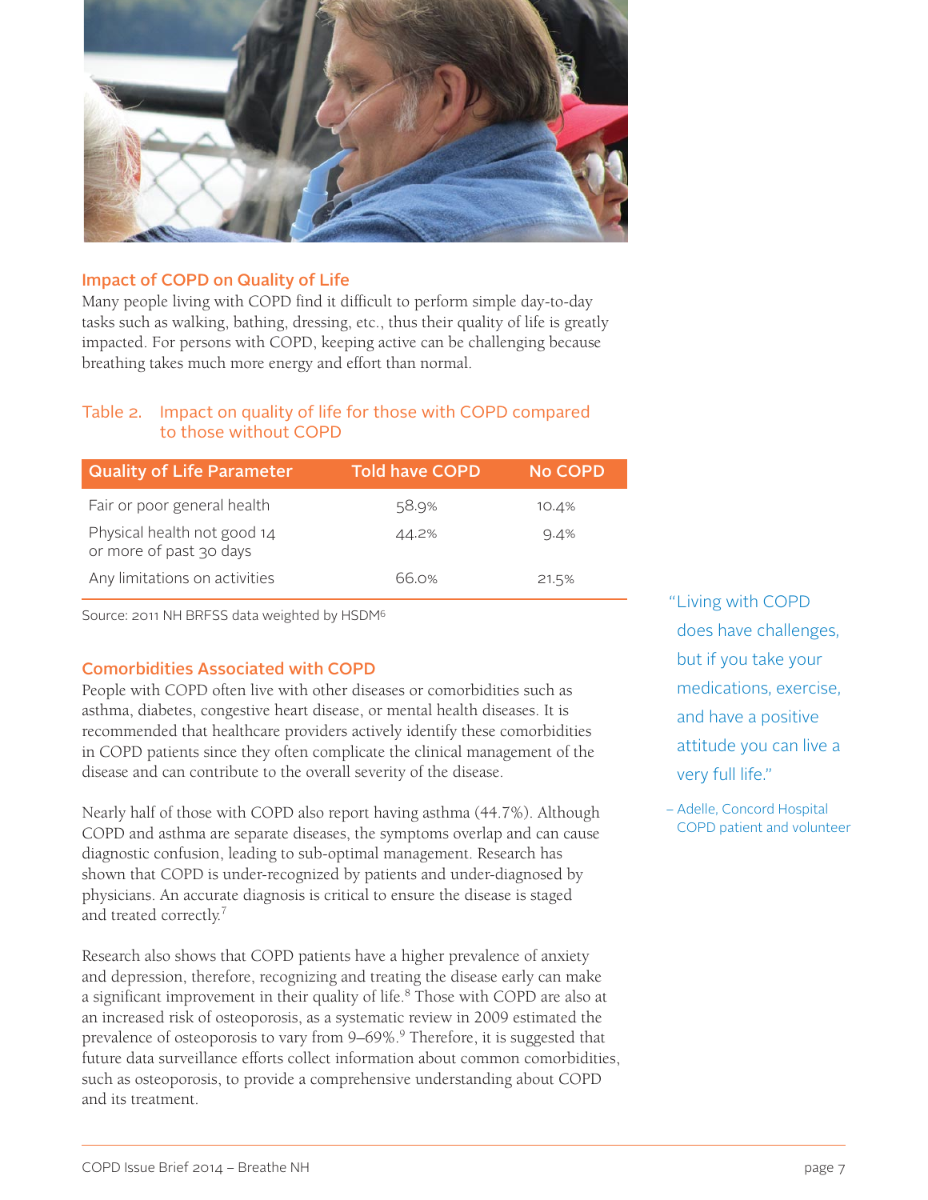## Impact of COPD on Quality of Life

Many people living with COPD find it difficult to perform simple day-to-day tasks such as walking, bathing, dressing, etc., thus their quality of life is greatly impacted. For persons with COPD, keeping active can be challenging because breathing takes much more energy and effort than normal.

### Table 2. Impact on quality of life for those with COPD compared to those without COPD

| Quality of Life Parameter | Told have COPD | No COPD |
|---|---|---|
| Fair or poor general health | 58.9% | 10.4% |
| Physical health not good 14 or more of past 30 days | 44.2% | 9.4% |
| Any limitations on activities | 66.0% | 21.5% |

Source: 2011 NH BRFSS data weighted by HSDM[6]

## Comorbidities Associated with COPD

People with COPD often live with other diseases or comorbidities such as asthma, diabetes, congestive heart disease, or mental health diseases. It is recommended that healthcare providers actively identify these comorbidities in COPD patients since they often complicate the clinical management of the disease and can contribute to the overall severity of the disease.

Nearly half of those with COPD also report having asthma (44.7%). Although COPD and asthma are separate diseases, the symptoms overlap and can cause diagnostic confusion, leading to sub-optimal management. Research has shown that COPD is under-recognized by patients and under-diagnosed by physicians. An accurate diagnosis is critical to ensure the disease is staged and treated correctly.[7]

Research also shows that COPD patients have a higher prevalence of anxiety and depression, therefore, recognizing and treating the disease early can make a significant improvement in their quality of life.[8] Those with COPD are also at an increased risk of osteoporosis, as a systematic review in 2009 estimated the prevalence of osteoporosis to vary from 9–69%.[9] Therefore, it is suggested that future data surveillance efforts collect information about common comorbidities, such as osteoporosis, to provide a comprehensive understanding about COPD and its treatment.

> "Living with COPD does have challenges, but if you take your medications, exercise, and have a positive attitude you can live a very full life."
>
> – Adelle, Concord Hospital COPD patient and volunteer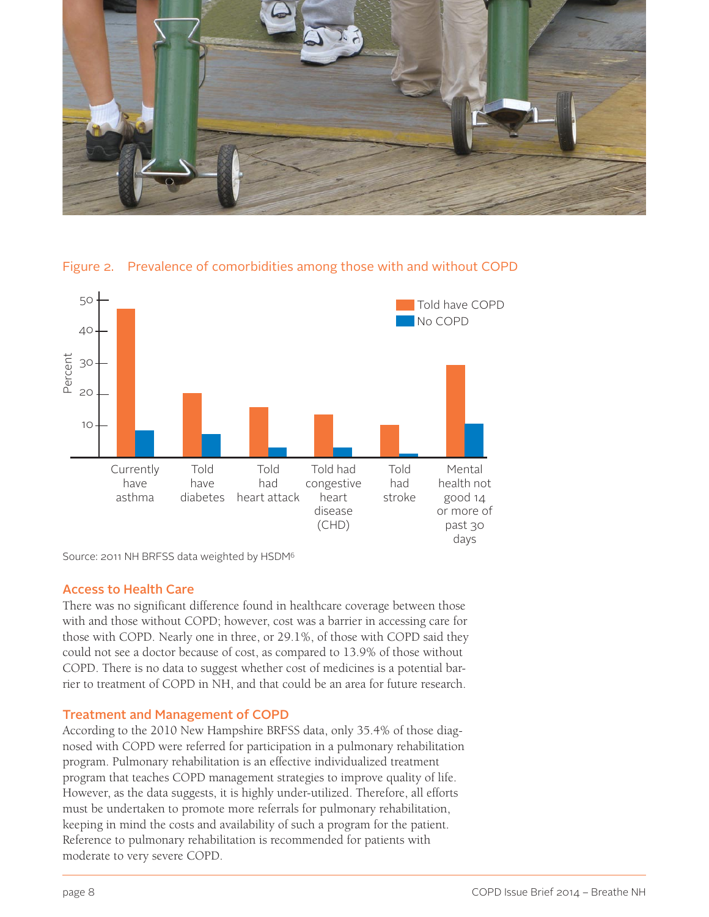Figure 2. Prevalence of comorbidities among those with and without COPD

Source: 2011 NH BRFSS data weighted by HSDM[6]

## Access to Health Care

There was no significant difference found in healthcare coverage between those with and those without COPD; however, cost was a barrier in accessing care for those with COPD. Nearly one in three, or 29.1%, of those with COPD said they could not see a doctor because of cost, as compared to 13.9% of those without COPD. There is no data to suggest whether cost of medicines is a potential barrier to treatment of COPD in NH, and that could be an area for future research.

## Treatment and Management of COPD

According to the 2010 New Hampshire BRFSS data, only 35.4% of those diagnosed with COPD were referred for participation in a pulmonary rehabilitation program. Pulmonary rehabilitation is an effective individualized treatment program that teaches COPD management strategies to improve quality of life. However, as the data suggests, it is highly under-utilized. Therefore, all efforts must be undertaken to promote more referrals for pulmonary rehabilitation, keeping in mind the costs and availability of such a program for the patient. Reference to pulmonary rehabilitation is recommended for patients with moderate to very severe COPD.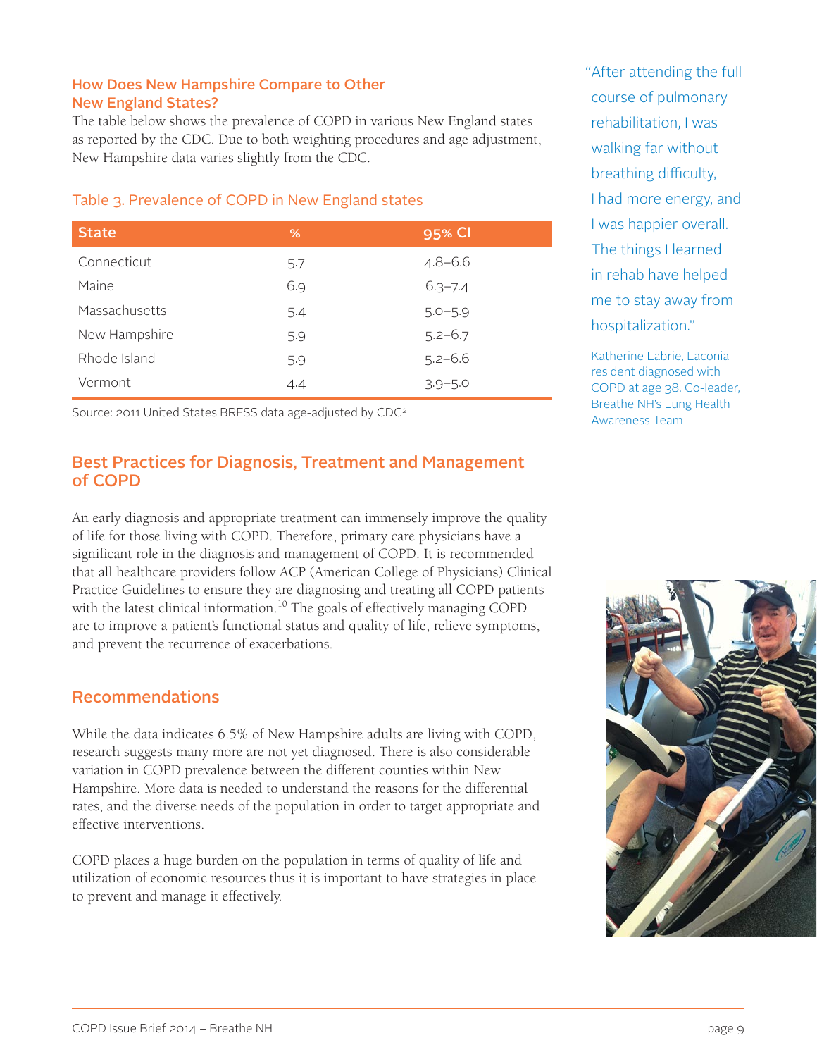## How Does New Hampshire Compare to Other New England States?

The table below shows the prevalence of COPD in various New England states as reported by the CDC. Due to both weighting procedures and age adjustment, New Hampshire data varies slightly from the CDC.

### Table 3. Prevalence of COPD in New England states

| State | % | 95% CI |
|---|---|---|
| Connecticut | 5.7 | 4.8–6.6 |
| Maine | 6.9 | 6.3–7.4 |
| Massachusetts | 5.4 | 5.0–5.9 |
| New Hampshire | 5.9 | 5.2–6.7 |
| Rhode Island | 5.9 | 5.2–6.6 |
| Vermont | 4.4 | 3.9–5.0 |

Source: 2011 United States BRFSS data age-adjusted by CDC[2]

> "After attending the full course of pulmonary rehabilitation, I was walking far without breathing difficulty, I had more energy, and I was happier overall. The things I learned in rehab have helped me to stay away from hospitalization."
>
> – Katherine Labrie, Laconia resident diagnosed with COPD at age 38. Co-leader, Breathe NH's Lung Health Awareness Team

## Best Practices for Diagnosis, Treatment and Management of COPD

An early diagnosis and appropriate treatment can immensely improve the quality of life for those living with COPD. Therefore, primary care physicians have a significant role in the diagnosis and management of COPD. It is recommended that all healthcare providers follow ACP (American College of Physicians) Clinical Practice Guidelines to ensure they are diagnosing and treating all COPD patients with the latest clinical information.[10] The goals of effectively managing COPD are to improve a patient's functional status and quality of life, relieve symptoms, and prevent the recurrence of exacerbations.

## Recommendations

While the data indicates 6.5% of New Hampshire adults are living with COPD, research suggests many more are not yet diagnosed. There is also considerable variation in COPD prevalence between the different counties within New Hampshire. More data is needed to understand the reasons for the differential rates, and the diverse needs of the population in order to target appropriate and effective interventions.

COPD places a huge burden on the population in terms of quality of life and utilization of economic resources thus it is important to have strategies in place to prevent and manage it effectively.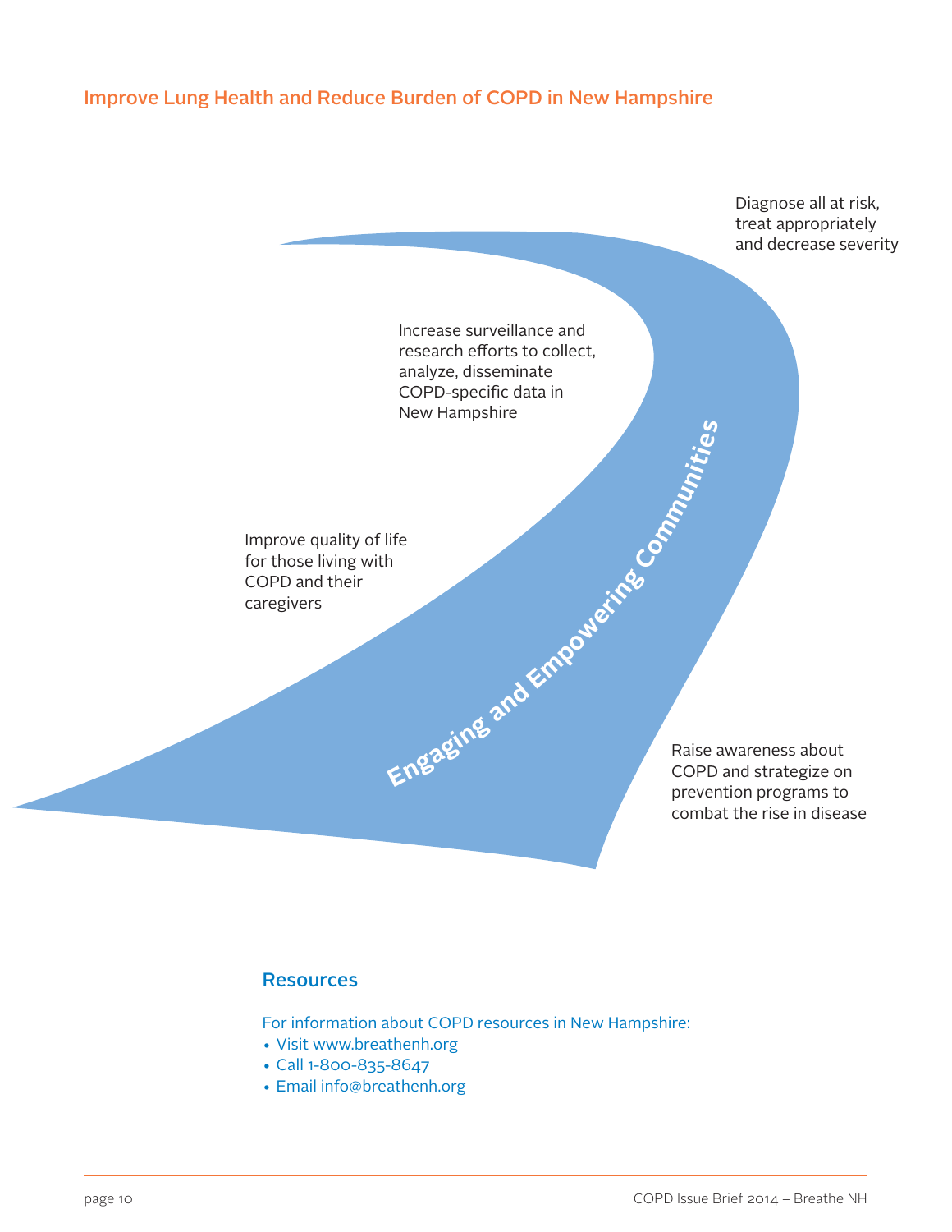## Improve Lung Health and Reduce Burden of COPD in New Hampshire

Diagnose all at risk, treat appropriately and decrease severity

Increase surveillance and research efforts to collect, analyze, disseminate COPD-specific data in New Hampshire

Improve quality of life for those living with COPD and their caregivers

**Engaging and Empowering Communities**

Raise awareness about COPD and strategize on prevention programs to combat the rise in disease

## Resources

For information about COPD resources in New Hampshire:

- Visit www.breathenh.org
- Call 1-800-835-8647
- Email info@breathenh.org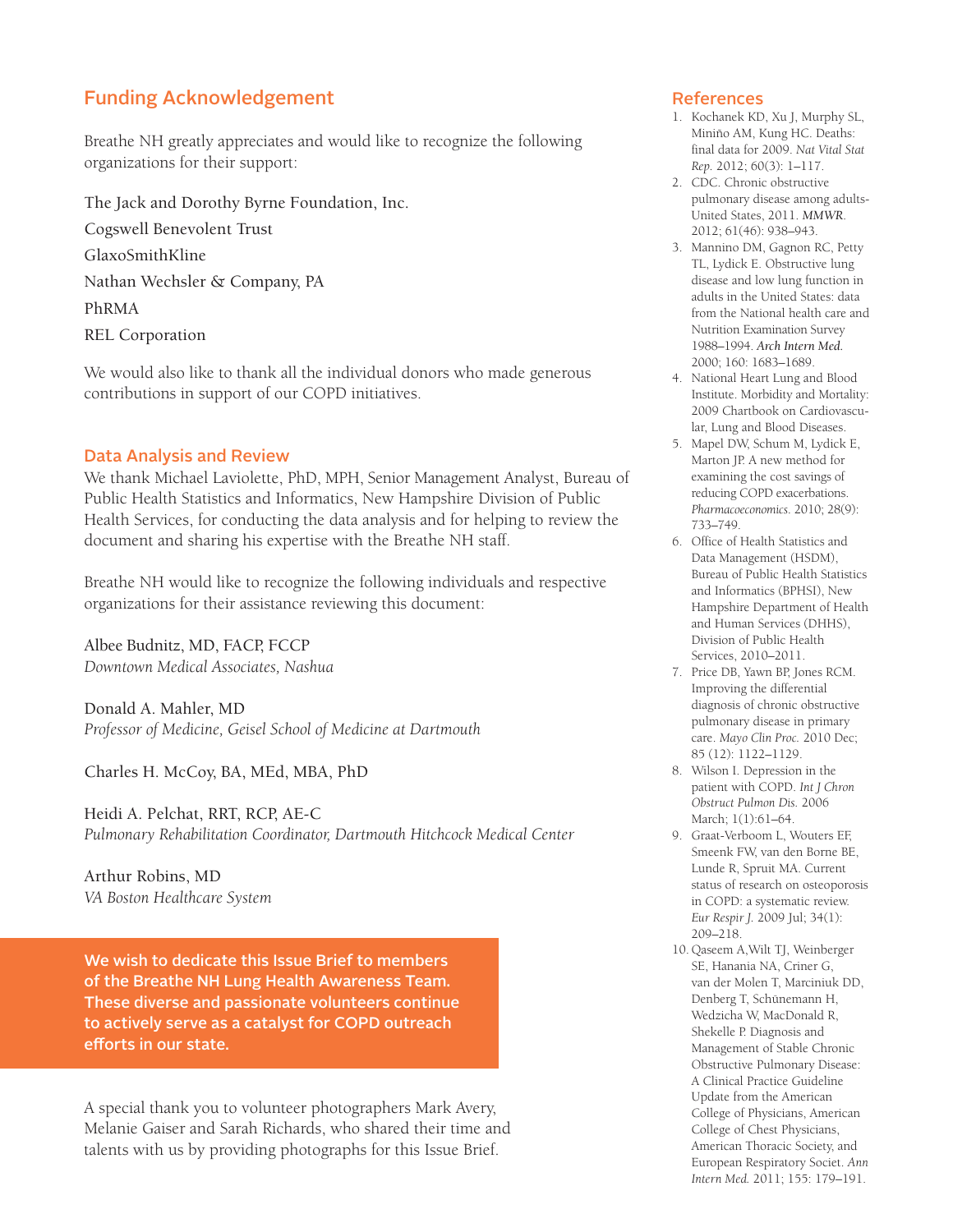## Funding Acknowledgement

Breathe NH greatly appreciates and would like to recognize the following organizations for their support:

The Jack and Dorothy Byrne Foundation, Inc.

Cogswell Benevolent Trust

GlaxoSmithKline

Nathan Wechsler & Company, PA

PhRMA

REL Corporation

We would also like to thank all the individual donors who made generous contributions in support of our COPD initiatives.

### Data Analysis and Review

We thank Michael Laviolette, PhD, MPH, Senior Management Analyst, Bureau of Public Health Statistics and Informatics, New Hampshire Division of Public Health Services, for conducting the data analysis and for helping to review the document and sharing his expertise with the Breathe NH staff.

Breathe NH would like to recognize the following individuals and respective organizations for their assistance reviewing this document:

Albee Budnitz, MD, FACP, FCCP
*Downtown Medical Associates, Nashua*

Donald A. Mahler, MD
*Professor of Medicine, Geisel School of Medicine at Dartmouth*

Charles H. McCoy, BA, MEd, MBA, PhD

Heidi A. Pelchat, RRT, RCP, AE-C
*Pulmonary Rehabilitation Coordinator, Dartmouth Hitchcock Medical Center*

Arthur Robins, MD
*VA Boston Healthcare System*

**We wish to dedicate this Issue Brief to members of the Breathe NH Lung Health Awareness Team. These diverse and passionate volunteers continue to actively serve as a catalyst for COPD outreach efforts in our state.**

A special thank you to volunteer photographers Mark Avery, Melanie Gaiser and Sarah Richards, who shared their time and talents with us by providing photographs for this Issue Brief.

## References

1. Kochanek KD, Xu J, Murphy SL, Miniño AM, Kung HC. Deaths: final data for 2009. *Nat Vital Stat Rep.* 2012; 60(3): 1–117.
2. CDC. Chronic obstructive pulmonary disease among adults-United States, 2011. ***MMWR***. 2012; 61(46): 938–943.
3. Mannino DM, Gagnon RC, Petty TL, Lydick E. Obstructive lung disease and low lung function in adults in the United States: data from the National health care and Nutrition Examination Survey 1988–1994. *Arch Intern Med.* 2000; 160: 1683–1689.
4. National Heart Lung and Blood Institute. Morbidity and Mortality: 2009 Chartbook on Cardiovascular, Lung and Blood Diseases.
5. Mapel DW, Schum M, Lydick E, Marton JP. A new method for examining the cost savings of reducing COPD exacerbations. *Pharmacoeconomics.* 2010; 28(9): 733–749.
6. Office of Health Statistics and Data Management (HSDM), Bureau of Public Health Statistics and Informatics (BPHSI), New Hampshire Department of Health and Human Services (DHHS), Division of Public Health Services, 2010–2011.
7. Price DB, Yawn BP, Jones RCM. Improving the differential diagnosis of chronic obstructive pulmonary disease in primary care. *Mayo Clin Proc.* 2010 Dec; 85 (12): 1122–1129.
8. Wilson I. Depression in the patient with COPD. *Int J Chron Obstruct Pulmon Dis.* 2006 March; 1(1):61–64.
9. Graat-Verboom L, Wouters EF, Smeenk FW, van den Borne BE, Lunde R, Spruit MA. Current status of research on osteoporosis in COPD: a systematic review. *Eur Respir J.* 2009 Jul; 34(1): 209–218.
10. Qaseem A,Wilt TJ, Weinberger SE, Hanania NA, Criner G, van der Molen T, Marciniuk DD, Denberg T, Schünemann H, Wedzicha W, MacDonald R, Shekelle P. Diagnosis and Management of Stable Chronic Obstructive Pulmonary Disease: A Clinical Practice Guideline Update from the American College of Physicians, American College of Chest Physicians, American Thoracic Society, and European Respiratory Societ. *Ann Intern Med.* 2011; 155: 179–191.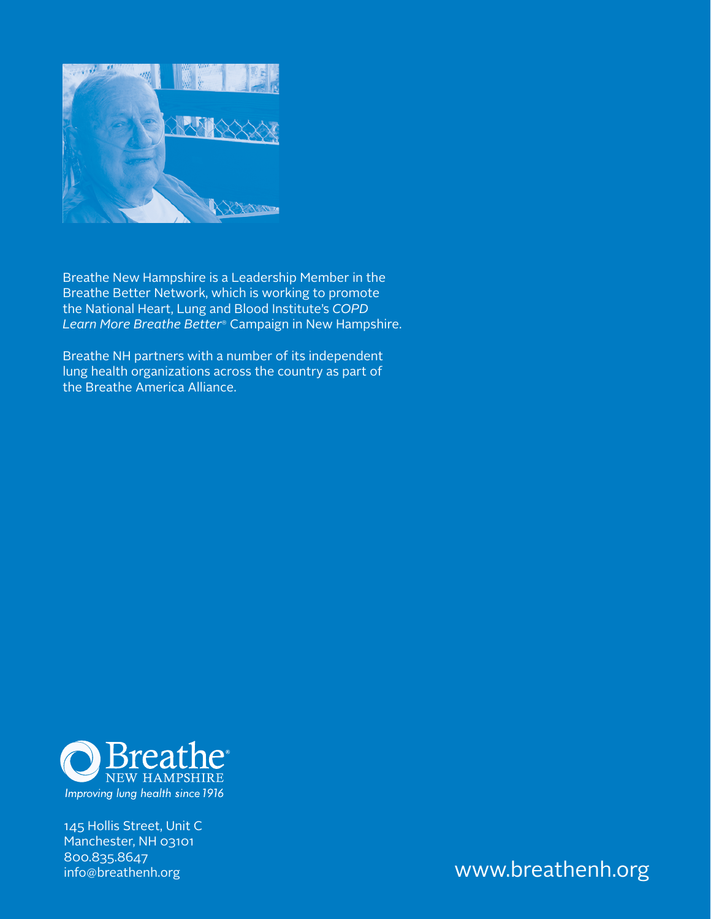Breathe New Hampshire is a Leadership Member in the Breathe Better Network, which is working to promote the National Heart, Lung and Blood Institute's *COPD Learn More Breathe Better®* Campaign in New Hampshire.

Breathe NH partners with a number of its independent lung health organizations across the country as part of the Breathe America Alliance.

Breathe® NEW HAMPSHIRE

*Improving lung health since 1916*

145 Hollis Street, Unit C
Manchester, NH 03101
800.835.8647
info@breathenh.org

www.breathenh.org